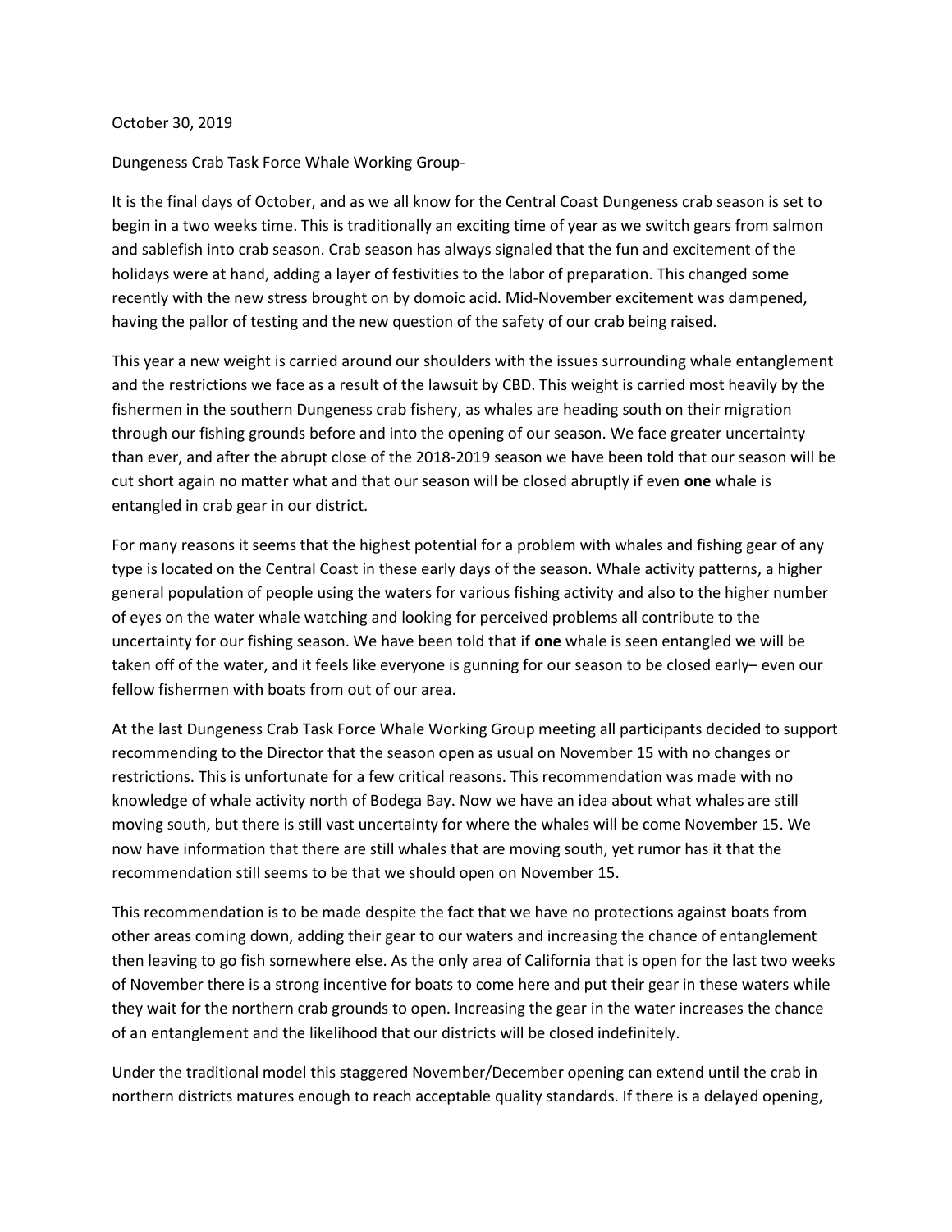October 30, 2019

Dungeness Crab Task Force Whale Working Group-

It is the final days of October, and as we all know for the Central Coast Dungeness crab season is set to begin in a two weeks time. This is traditionally an exciting time of year as we switch gears from salmon and sablefish into crab season. Crab season has always signaled that the fun and excitement of the holidays were at hand, adding a layer of festivities to the labor of preparation. This changed some recently with the new stress brought on by domoic acid. Mid-November excitement was dampened, having the pallor of testing and the new question of the safety of our crab being raised.

This year a new weight is carried around our shoulders with the issues surrounding whale entanglement and the restrictions we face as a result of the lawsuit by CBD. This weight is carried most heavily by the fishermen in the southern Dungeness crab fishery, as whales are heading south on their migration through our fishing grounds before and into the opening of our season. We face greater uncertainty than ever, and after the abrupt close of the 2018-2019 season we have been told that our season will be cut short again no matter what and that our season will be closed abruptly if even **one** whale is entangled in crab gear in our district.

For many reasons it seems that the highest potential for a problem with whales and fishing gear of any type is located on the Central Coast in these early days of the season. Whale activity patterns, a higher general population of people using the waters for various fishing activity and also to the higher number of eyes on the water whale watching and looking for perceived problems all contribute to the uncertainty for our fishing season. We have been told that if **one** whale is seen entangled we will be taken off of the water, and it feels like everyone is gunning for our season to be closed early– even our fellow fishermen with boats from out of our area.

At the last Dungeness Crab Task Force Whale Working Group meeting all participants decided to support recommending to the Director that the season open as usual on November 15 with no changes or restrictions. This is unfortunate for a few critical reasons. This recommendation was made with no knowledge of whale activity north of Bodega Bay. Now we have an idea about what whales are still moving south, but there is still vast uncertainty for where the whales will be come November 15. We now have information that there are still whales that are moving south, yet rumor has it that the recommendation still seems to be that we should open on November 15.

This recommendation is to be made despite the fact that we have no protections against boats from other areas coming down, adding their gear to our waters and increasing the chance of entanglement then leaving to go fish somewhere else. As the only area of California that is open for the last two weeks of November there is a strong incentive for boats to come here and put their gear in these waters while they wait for the northern crab grounds to open. Increasing the gear in the water increases the chance of an entanglement and the likelihood that our districts will be closed indefinitely.

Under the traditional model this staggered November/December opening can extend until the crab in northern districts matures enough to reach acceptable quality standards. If there is a delayed opening,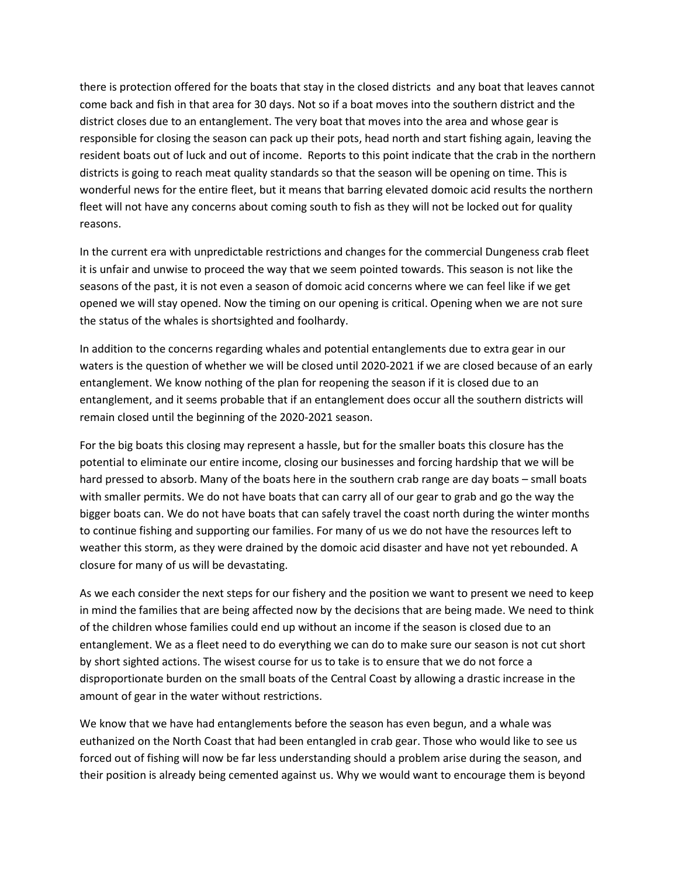there is protection offered for the boats that stay in the closed districts and any boat that leaves cannot come back and fish in that area for 30 days. Not so if a boat moves into the southern district and the district closes due to an entanglement. The very boat that moves into the area and whose gear is responsible for closing the season can pack up their pots, head north and start fishing again, leaving the resident boats out of luck and out of income. Reports to this point indicate that the crab in the northern districts is going to reach meat quality standards so that the season will be opening on time. This is wonderful news for the entire fleet, but it means that barring elevated domoic acid results the northern fleet will not have any concerns about coming south to fish as they will not be locked out for quality reasons.

In the current era with unpredictable restrictions and changes for the commercial Dungeness crab fleet it is unfair and unwise to proceed the way that we seem pointed towards. This season is not like the seasons of the past, it is not even a season of domoic acid concerns where we can feel like if we get opened we will stay opened. Now the timing on our opening is critical. Opening when we are not sure the status of the whales is shortsighted and foolhardy.

In addition to the concerns regarding whales and potential entanglements due to extra gear in our waters is the question of whether we will be closed until 2020-2021 if we are closed because of an early entanglement. We know nothing of the plan for reopening the season if it is closed due to an entanglement, and it seems probable that if an entanglement does occur all the southern districts will remain closed until the beginning of the 2020-2021 season.

For the big boats this closing may represent a hassle, but for the smaller boats this closure has the potential to eliminate our entire income, closing our businesses and forcing hardship that we will be hard pressed to absorb. Many of the boats here in the southern crab range are day boats – small boats with smaller permits. We do not have boats that can carry all of our gear to grab and go the way the bigger boats can. We do not have boats that can safely travel the coast north during the winter months to continue fishing and supporting our families. For many of us we do not have the resources left to weather this storm, as they were drained by the domoic acid disaster and have not yet rebounded. A closure for many of us will be devastating.

As we each consider the next steps for our fishery and the position we want to present we need to keep in mind the families that are being affected now by the decisions that are being made. We need to think of the children whose families could end up without an income if the season is closed due to an entanglement. We as a fleet need to do everything we can do to make sure our season is not cut short by short sighted actions. The wisest course for us to take is to ensure that we do not force a disproportionate burden on the small boats of the Central Coast by allowing a drastic increase in the amount of gear in the water without restrictions.

We know that we have had entanglements before the season has even begun, and a whale was euthanized on the North Coast that had been entangled in crab gear. Those who would like to see us forced out of fishing will now be far less understanding should a problem arise during the season, and their position is already being cemented against us. Why we would want to encourage them is beyond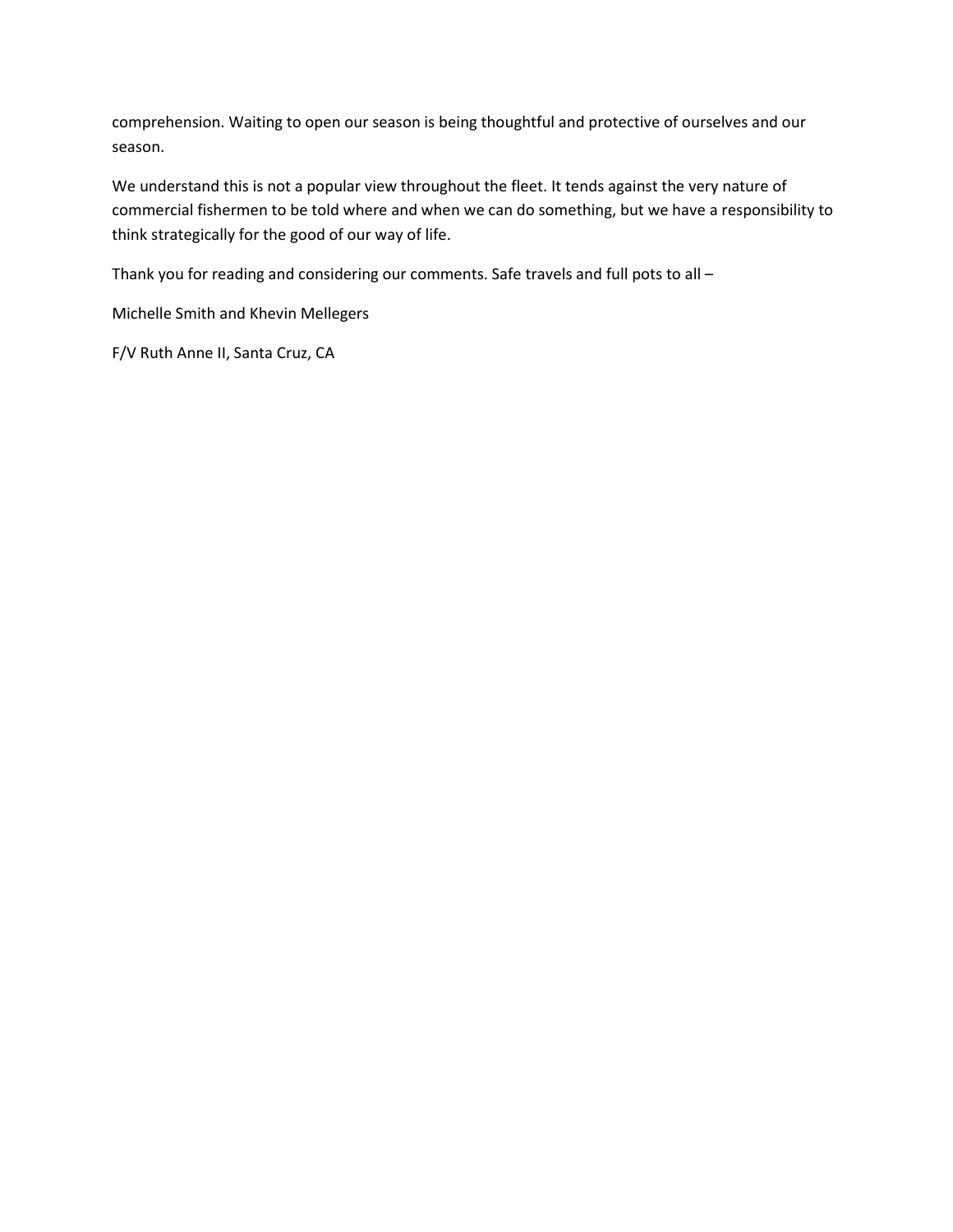comprehension. Waiting to open our season is being thoughtful and protective of ourselves and our season.

We understand this is not a popular view throughout the fleet. It tends against the very nature of commercial fishermen to be told where and when we can do something, but we have a responsibility to think strategically for the good of our way of life.

Thank you for reading and considering our comments. Safe travels and full pots to all –

Michelle Smith and Khevin Mellegers

F/V Ruth Anne II, Santa Cruz, CA